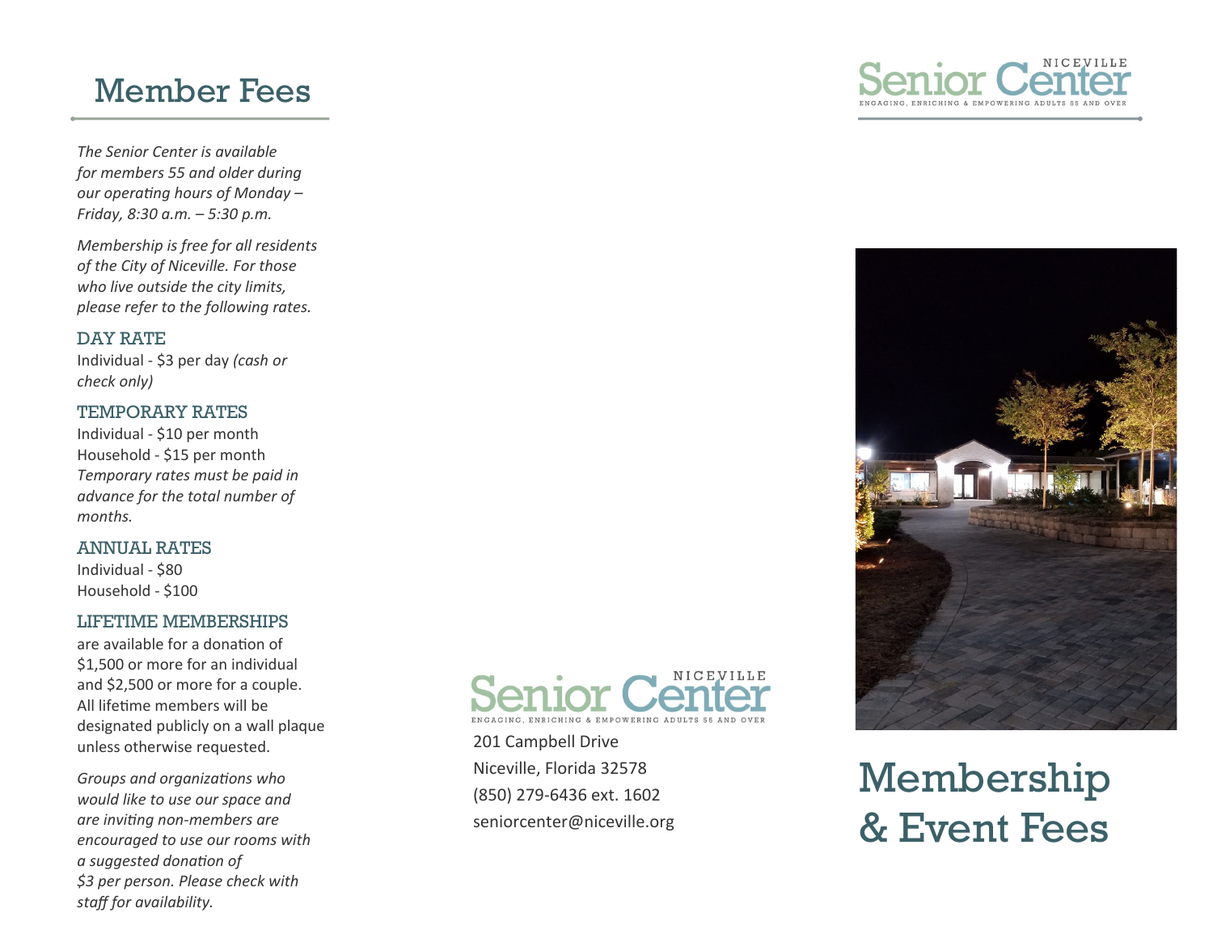# Member Fees

*The Senior Center is available for members 55 and older during our operating hours of Monday – Friday, 8:30 a.m. – 5:30 p.m.*

*Membership is free for all residents of the City of Niceville. For those who live outside the city limits, please refer to the following rates.*

### DAY RATE

Individual - $3 per day *(cash or check only)*

### TEMPORARY RATES

Individual - $10 per month
Household - $15 per month
*Temporary rates must be paid in advance for the total number of months.*

### ANNUAL RATES

Individual - $80
Household - $100

### LIFETIME MEMBERSHIPS

are available for a donation of $1,500 or more for an individual and $2,500 or more for a couple. All lifetime members will be designated publicly on a wall plaque unless otherwise requested.

*Groups and organizations who would like to use our space and are inviting non-members are encouraged to use our rooms with a suggested donation of $3 per person. Please check with staff for availability.*

**Niceville Senior Center**
ENGAGING, ENRICHING & EMPOWERING ADULTS 55 AND OVER

201 Campbell Drive
Niceville, Florida 32578
(850) 279-6436 ext. 1602
seniorcenter@niceville.org

**Niceville Senior Center**
ENGAGING, ENRICHING & EMPOWERING ADULTS 55 AND OVER

# Membership & Event Fees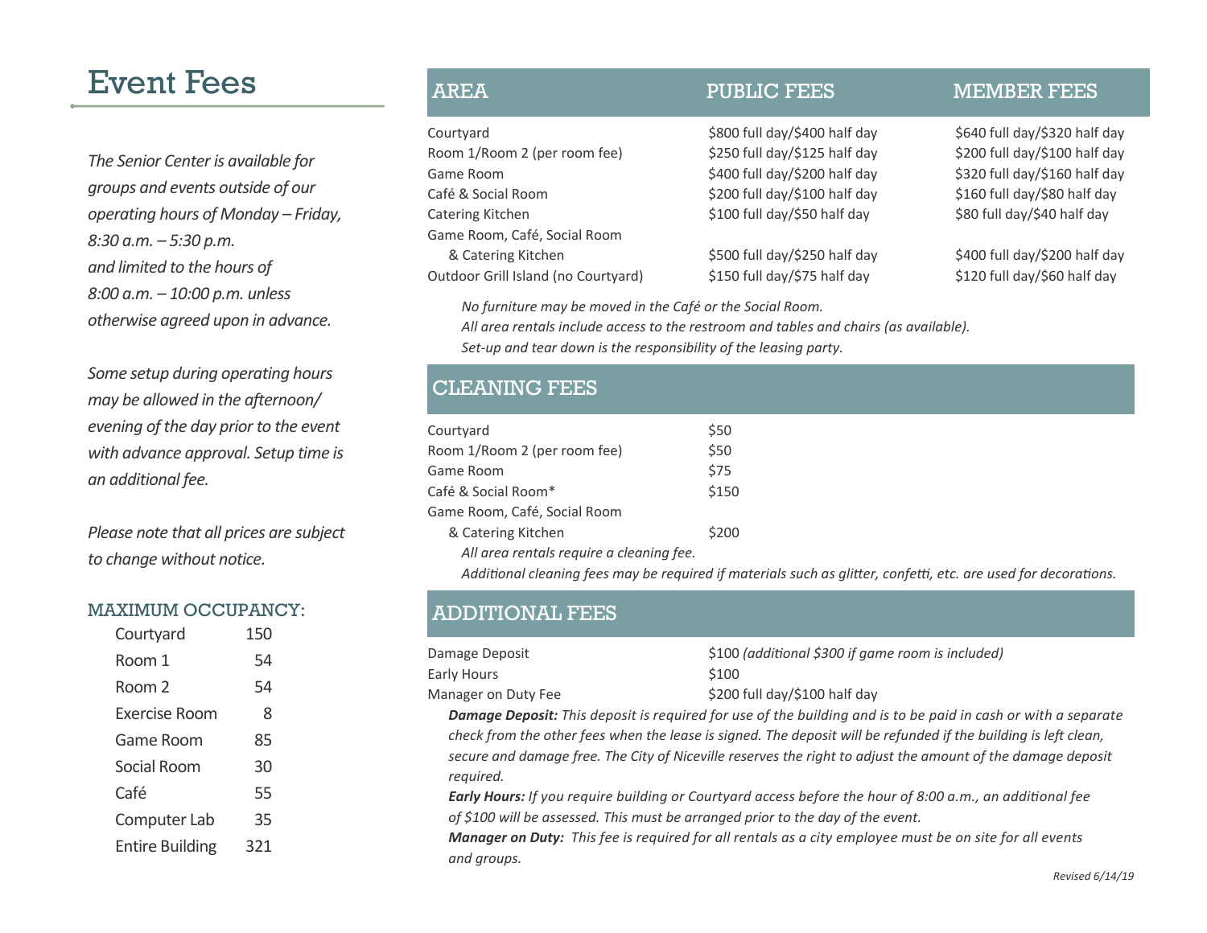# Event Fees

*The Senior Center is available for groups and events outside of our operating hours of Monday – Friday, 8:30 a.m. – 5:30 p.m. and limited to the hours of 8:00 a.m. – 10:00 p.m. unless otherwise agreed upon in advance.*

*Some setup during operating hours may be allowed in the afternoon/ evening of the day prior to the event with advance approval. Setup time is an additional fee.*

*Please note that all prices are subject to change without notice.*

## MAXIMUM OCCUPANCY:

| | |
|---|---|
| Courtyard | 150 |
| Room 1 | 54 |
| Room 2 | 54 |
| Exercise Room | 8 |
| Game Room | 85 |
| Social Room | 30 |
| Café | 55 |
| Computer Lab | 35 |
| Entire Building | 321 |

| AREA | PUBLIC FEES | MEMBER FEES |
|---|---|---|
| Courtyard | $800 full day/$400 half day | $640 full day/$320 half day |
| Room 1/Room 2 (per room fee) | $250 full day/$125 half day | $200 full day/$100 half day |
| Game Room | $400 full day/$200 half day | $320 full day/$160 half day |
| Café & Social Room | $200 full day/$100 half day | $160 full day/$80 half day |
| Catering Kitchen | $100 full day/$50 half day | $80 full day/$40 half day |
| Game Room, Café, Social Room & Catering Kitchen | $500 full day/$250 half day | $400 full day/$200 half day |
| Outdoor Grill Island (no Courtyard) | $150 full day/$75 half day | $120 full day/$60 half day |

*No furniture may be moved in the Café or the Social Room.*
*All area rentals include access to the restroom and tables and chairs (as available).*
*Set-up and tear down is the responsibility of the leasing party.*

## CLEANING FEES

| | |
|---|---|
| Courtyard | $50 |
| Room 1/Room 2 (per room fee) | $50 |
| Game Room | $75 |
| Café & Social Room* | $150 |
| Game Room, Café, Social Room & Catering Kitchen | $200 |

*All area rentals require a cleaning fee.*
*Additional cleaning fees may be required if materials such as glitter, confetti, etc. are used for decorations.*

## ADDITIONAL FEES

| | |
|---|---|
| Damage Deposit | $100 *(additional $300 if game room is included)* |
| Early Hours | $100 |
| Manager on Duty Fee | $200 full day/$100 half day |

***Damage Deposit:*** *This deposit is required for use of the building and is to be paid in cash or with a separate check from the other fees when the lease is signed. The deposit will be refunded if the building is left clean, secure and damage free. The City of Niceville reserves the right to adjust the amount of the damage deposit required.*

***Early Hours:*** *If you require building or Courtyard access before the hour of 8:00 a.m., an additional fee of $100 will be assessed. This must be arranged prior to the day of the event.*

***Manager on Duty:*** *This fee is required for all rentals as a city employee must be on site for all events and groups.*

*Revised 6/14/19*